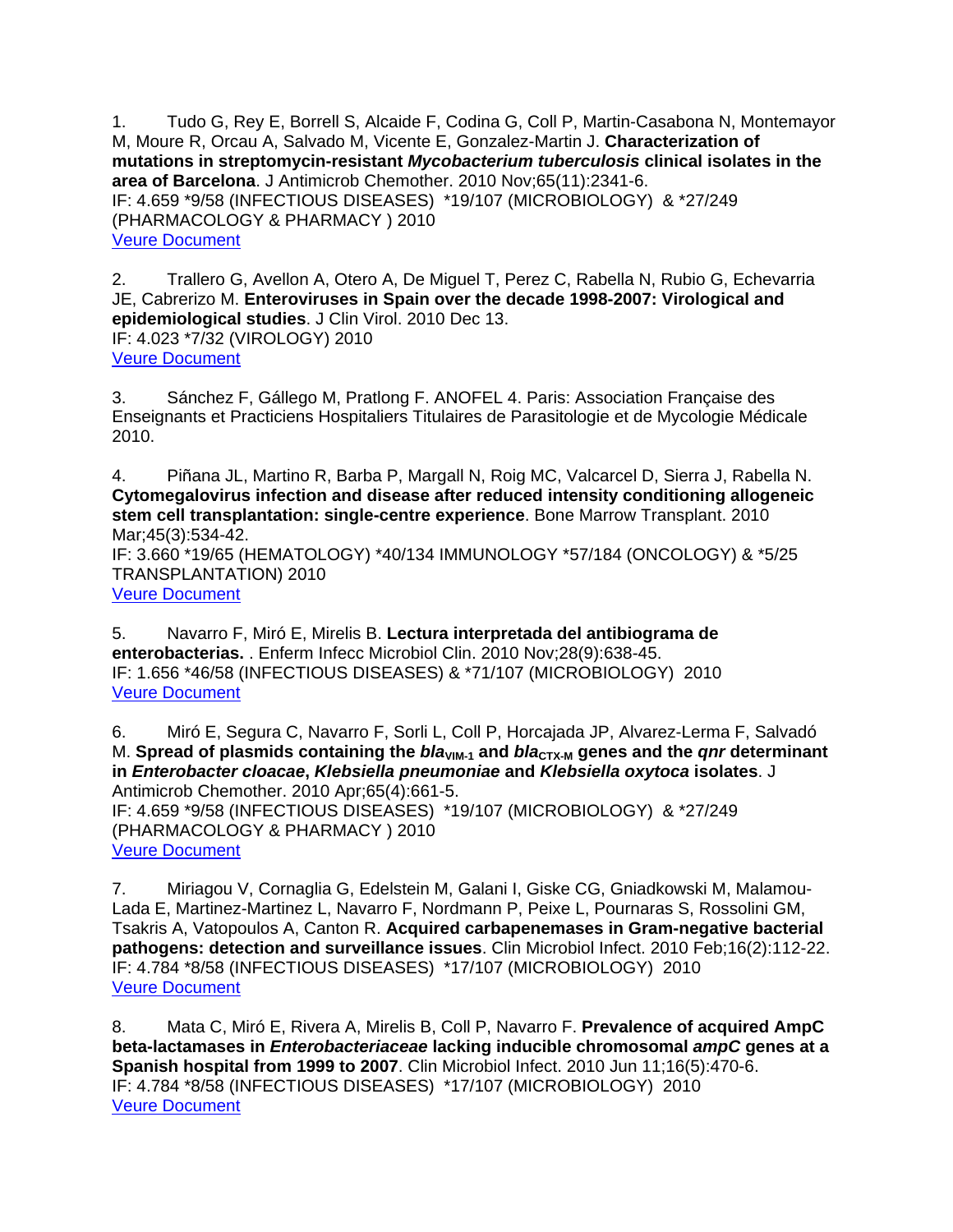1. Tudo G, Rey E, Borrell S, Alcaide F, Codina G, Coll P, Martin-Casabona N, Montemayor M, Moure R, Orcau A, Salvado M, Vicente E, Gonzalez-Martin J. **Characterization of mutations in streptomycin-resistant *Mycobacterium tuberculosis* clinical isolates in the area of Barcelona**. J Antimicrob Chemother. 2010 Nov;65(11):2341-6.
IF: 4.659 *9/58 (INFECTIOUS DISEASES) *19/107 (MICROBIOLOGY) & *27/249 (PHARMACOLOGY & PHARMACY ) 2010
Veure Document

2. Trallero G, Avellon A, Otero A, De Miguel T, Perez C, Rabella N, Rubio G, Echevarria JE, Cabrerizo M. **Enteroviruses in Spain over the decade 1998-2007: Virological and epidemiological studies**. J Clin Virol. 2010 Dec 13.
IF: 4.023 *7/32 (VIROLOGY) 2010
Veure Document

3. Sánchez F, Gállego M, Pratlong F. ANOFEL 4. Paris: Association Française des Enseignants et Practiciens Hospitaliers Titulaires de Parasitologie et de Mycologie Médicale 2010.

4. Piñana JL, Martino R, Barba P, Margall N, Roig MC, Valcarcel D, Sierra J, Rabella N. **Cytomegalovirus infection and disease after reduced intensity conditioning allogeneic stem cell transplantation: single-centre experience**. Bone Marrow Transplant. 2010 Mar;45(3):534-42.
IF: 3.660 *19/65 (HEMATOLOGY) *40/134 IMMUNOLOGY *57/184 (ONCOLOGY) & *5/25 TRANSPLANTATION) 2010
Veure Document

5. Navarro F, Miró E, Mirelis B. **Lectura interpretada del antibiograma de enterobacterias.** . Enferm Infecc Microbiol Clin. 2010 Nov;28(9):638-45.
IF: 1.656 *46/58 (INFECTIOUS DISEASES) & *71/107 (MICROBIOLOGY) 2010
Veure Document

6. Miró E, Segura C, Navarro F, Sorli L, Coll P, Horcajada JP, Alvarez-Lerma F, Salvadó M. **Spread of plasmids containing the *bla*$_{VIM-1}$ and *bla*$_{CTX-M}$ genes and the *qnr* determinant in *Enterobacter cloacae*, *Klebsiella pneumoniae* and *Klebsiella oxytoca* isolates**. J Antimicrob Chemother. 2010 Apr;65(4):661-5.
IF: 4.659 *9/58 (INFECTIOUS DISEASES) *19/107 (MICROBIOLOGY) & *27/249 (PHARMACOLOGY & PHARMACY ) 2010
Veure Document

7. Miriagou V, Cornaglia G, Edelstein M, Galani I, Giske CG, Gniadkowski M, Malamou-Lada E, Martinez-Martinez L, Navarro F, Nordmann P, Peixe L, Pournaras S, Rossolini GM, Tsakris A, Vatopoulos A, Canton R. **Acquired carbapenemases in Gram-negative bacterial pathogens: detection and surveillance issues**. Clin Microbiol Infect. 2010 Feb;16(2):112-22.
IF: 4.784 *8/58 (INFECTIOUS DISEASES) *17/107 (MICROBIOLOGY) 2010
Veure Document

8. Mata C, Miró E, Rivera A, Mirelis B, Coll P, Navarro F. **Prevalence of acquired AmpC beta-lactamases in *Enterobacteriaceae* lacking inducible chromosomal *ampC* genes at a Spanish hospital from 1999 to 2007**. Clin Microbiol Infect. 2010 Jun 11;16(5):470-6.
IF: 4.784 *8/58 (INFECTIOUS DISEASES) *17/107 (MICROBIOLOGY) 2010
Veure Document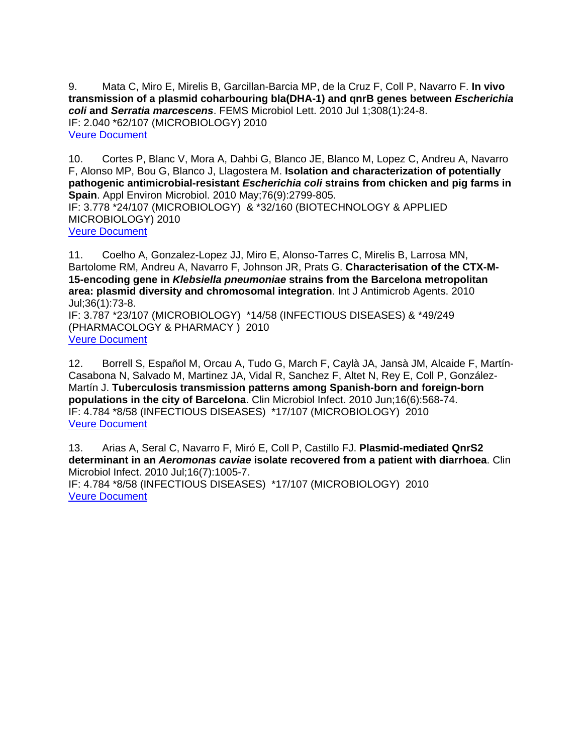9. Mata C, Miro E, Mirelis B, Garcillan-Barcia MP, de la Cruz F, Coll P, Navarro F. **In vivo transmission of a plasmid coharbouring bla(DHA-1) and qnrB genes between *Escherichia coli* and *Serratia marcescens***. FEMS Microbiol Lett. 2010 Jul 1;308(1):24-8.
IF: 2.040 *62/107 (MICROBIOLOGY) 2010
Veure Document

10. Cortes P, Blanc V, Mora A, Dahbi G, Blanco JE, Blanco M, Lopez C, Andreu A, Navarro F, Alonso MP, Bou G, Blanco J, Llagostera M. **Isolation and characterization of potentially pathogenic antimicrobial-resistant *Escherichia coli* strains from chicken and pig farms in Spain**. Appl Environ Microbiol. 2010 May;76(9):2799-805.
IF: 3.778 *24/107 (MICROBIOLOGY) & *32/160 (BIOTECHNOLOGY & APPLIED MICROBIOLOGY) 2010
Veure Document

11. Coelho A, Gonzalez-Lopez JJ, Miro E, Alonso-Tarres C, Mirelis B, Larrosa MN, Bartolome RM, Andreu A, Navarro F, Johnson JR, Prats G. **Characterisation of the CTX-M-15-encoding gene in *Klebsiella pneumoniae* strains from the Barcelona metropolitan area: plasmid diversity and chromosomal integration**. Int J Antimicrob Agents. 2010 Jul;36(1):73-8.
IF: 3.787 *23/107 (MICROBIOLOGY) *14/58 (INFECTIOUS DISEASES) & *49/249 (PHARMACOLOGY & PHARMACY ) 2010
Veure Document

12. Borrell S, Español M, Orcau A, Tudo G, March F, Caylà JA, Jansà JM, Alcaide F, Martín-Casabona N, Salvado M, Martinez JA, Vidal R, Sanchez F, Altet N, Rey E, Coll P, González-Martín J. **Tuberculosis transmission patterns among Spanish-born and foreign-born populations in the city of Barcelona**. Clin Microbiol Infect. 2010 Jun;16(6):568-74.
IF: 4.784 *8/58 (INFECTIOUS DISEASES) *17/107 (MICROBIOLOGY) 2010
Veure Document

13. Arias A, Seral C, Navarro F, Miró E, Coll P, Castillo FJ. **Plasmid-mediated QnrS2 determinant in an *Aeromonas caviae* isolate recovered from a patient with diarrhoea**. Clin Microbiol Infect. 2010 Jul;16(7):1005-7.
IF: 4.784 *8/58 (INFECTIOUS DISEASES) *17/107 (MICROBIOLOGY) 2010
Veure Document